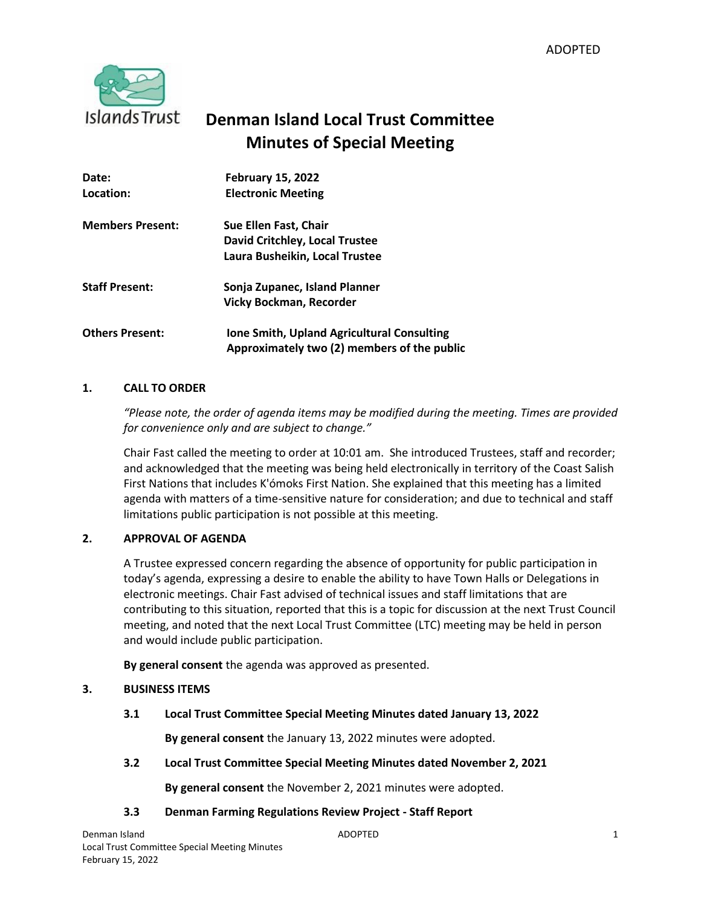ADOPTED

# Denman Island Local Trust Committee
## Minutes of Special Meeting

| | |
|---|---|
| **Date:** | **February 15, 2022** |
| **Location:** | **Electronic Meeting** |
| **Members Present:** | **Sue Ellen Fast, Chair**<br>**David Critchley, Local Trustee**<br>**Laura Busheikin, Local Trustee** |
| **Staff Present:** | **Sonja Zupanec, Island Planner**<br>**Vicky Bockman, Recorder** |
| **Others Present:** | **Ione Smith, Upland Agricultural Consulting**<br>**Approximately two (2) members of the public** |

### 1. CALL TO ORDER

*"Please note, the order of agenda items may be modified during the meeting. Times are provided for convenience only and are subject to change."*

Chair Fast called the meeting to order at 10:01 am. She introduced Trustees, staff and recorder; and acknowledged that the meeting was being held electronically in territory of the Coast Salish First Nations that includes K'ómoks First Nation. She explained that this meeting has a limited agenda with matters of a time-sensitive nature for consideration; and due to technical and staff limitations public participation is not possible at this meeting.

### 2. APPROVAL OF AGENDA

A Trustee expressed concern regarding the absence of opportunity for public participation in today's agenda, expressing a desire to enable the ability to have Town Halls or Delegations in electronic meetings. Chair Fast advised of technical issues and staff limitations that are contributing to this situation, reported that this is a topic for discussion at the next Trust Council meeting, and noted that the next Local Trust Committee (LTC) meeting may be held in person and would include public participation.

**By general consent** the agenda was approved as presented.

### 3. BUSINESS ITEMS

#### 3.1 Local Trust Committee Special Meeting Minutes dated January 13, 2022

**By general consent** the January 13, 2022 minutes were adopted.

#### 3.2 Local Trust Committee Special Meeting Minutes dated November 2, 2021

**By general consent** the November 2, 2021 minutes were adopted.

#### 3.3 Denman Farming Regulations Review Project - Staff Report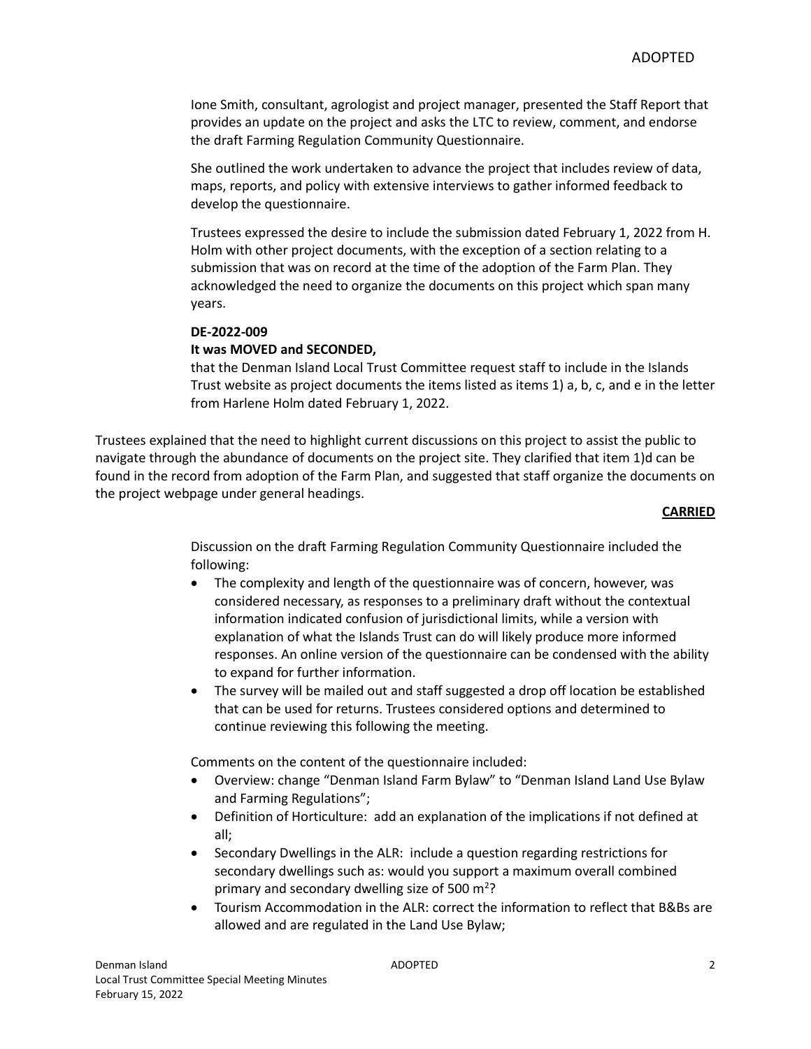Ione Smith, consultant, agrologist and project manager, presented the Staff Report that provides an update on the project and asks the LTC to review, comment, and endorse the draft Farming Regulation Community Questionnaire.

She outlined the work undertaken to advance the project that includes review of data, maps, reports, and policy with extensive interviews to gather informed feedback to develop the questionnaire.

Trustees expressed the desire to include the submission dated February 1, 2022 from H. Holm with other project documents, with the exception of a section relating to a submission that was on record at the time of the adoption of the Farm Plan. They acknowledged the need to organize the documents on this project which span many years.

**DE-2022-009**
**It was MOVED and SECONDED,**
that the Denman Island Local Trust Committee request staff to include in the Islands Trust website as project documents the items listed as items 1) a, b, c, and e in the letter from Harlene Holm dated February 1, 2022.

Trustees explained that the need to highlight current discussions on this project to assist the public to navigate through the abundance of documents on the project site. They clarified that item 1)d can be found in the record from adoption of the Farm Plan, and suggested that staff organize the documents on the project webpage under general headings.

**CARRIED**

Discussion on the draft Farming Regulation Community Questionnaire included the following:

- The complexity and length of the questionnaire was of concern, however, was considered necessary, as responses to a preliminary draft without the contextual information indicated confusion of jurisdictional limits, while a version with explanation of what the Islands Trust can do will likely produce more informed responses. An online version of the questionnaire can be condensed with the ability to expand for further information.
- The survey will be mailed out and staff suggested a drop off location be established that can be used for returns. Trustees considered options and determined to continue reviewing this following the meeting.

Comments on the content of the questionnaire included:

- Overview: change "Denman Island Farm Bylaw" to "Denman Island Land Use Bylaw and Farming Regulations";
- Definition of Horticulture: add an explanation of the implications if not defined at all;
- Secondary Dwellings in the ALR: include a question regarding restrictions for secondary dwellings such as: would you support a maximum overall combined primary and secondary dwelling size of 500 $m^2$?
- Tourism Accommodation in the ALR: correct the information to reflect that B&Bs are allowed and are regulated in the Land Use Bylaw;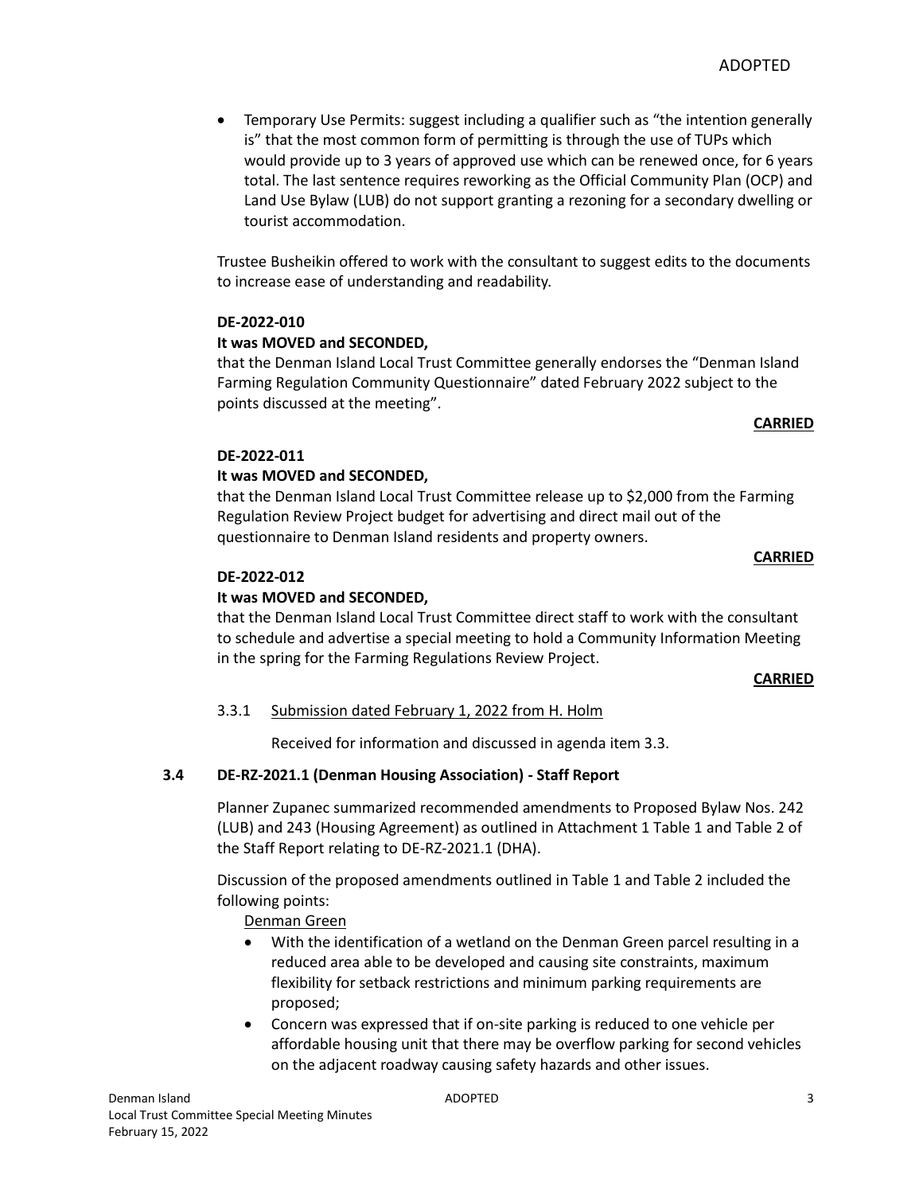- Temporary Use Permits: suggest including a qualifier such as "the intention generally is" that the most common form of permitting is through the use of TUPs which would provide up to 3 years of approved use which can be renewed once, for 6 years total. The last sentence requires reworking as the Official Community Plan (OCP) and Land Use Bylaw (LUB) do not support granting a rezoning for a secondary dwelling or tourist accommodation.

Trustee Busheikin offered to work with the consultant to suggest edits to the documents to increase ease of understanding and readability.

**DE-2022-010**

**It was MOVED and SECONDED,**

that the Denman Island Local Trust Committee generally endorses the "Denman Island Farming Regulation Community Questionnaire" dated February 2022 subject to the points discussed at the meeting".

**CARRIED**

**DE-2022-011**

**It was MOVED and SECONDED,**

that the Denman Island Local Trust Committee release up to $2,000 from the Farming Regulation Review Project budget for advertising and direct mail out of the questionnaire to Denman Island residents and property owners.

**CARRIED**

**DE-2022-012**

**It was MOVED and SECONDED,**

that the Denman Island Local Trust Committee direct staff to work with the consultant to schedule and advertise a special meeting to hold a Community Information Meeting in the spring for the Farming Regulations Review Project.

**CARRIED**

3.3.1 Submission dated February 1, 2022 from H. Holm

Received for information and discussed in agenda item 3.3.

### 3.4 DE-RZ-2021.1 (Denman Housing Association) - Staff Report

Planner Zupanec summarized recommended amendments to Proposed Bylaw Nos. 242 (LUB) and 243 (Housing Agreement) as outlined in Attachment 1 Table 1 and Table 2 of the Staff Report relating to DE-RZ-2021.1 (DHA).

Discussion of the proposed amendments outlined in Table 1 and Table 2 included the following points:

Denman Green

- With the identification of a wetland on the Denman Green parcel resulting in a reduced area able to be developed and causing site constraints, maximum flexibility for setback restrictions and minimum parking requirements are proposed;
- Concern was expressed that if on-site parking is reduced to one vehicle per affordable housing unit that there may be overflow parking for second vehicles on the adjacent roadway causing safety hazards and other issues.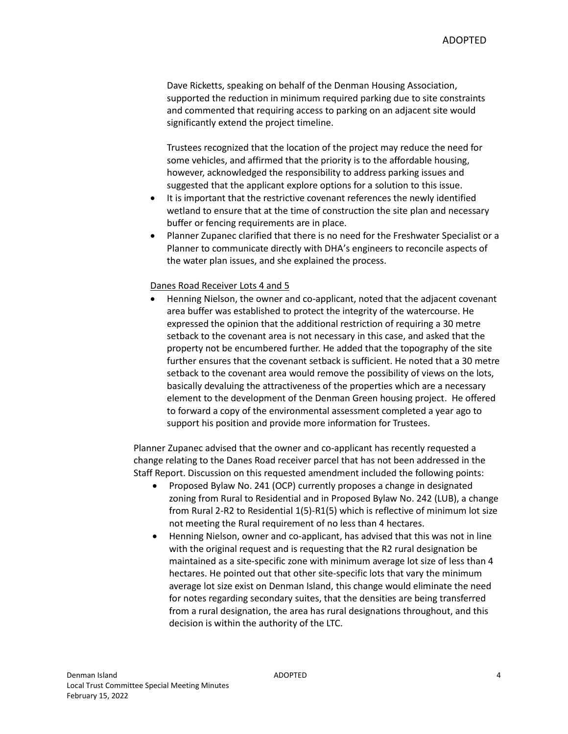Dave Ricketts, speaking on behalf of the Denman Housing Association, supported the reduction in minimum required parking due to site constraints and commented that requiring access to parking on an adjacent site would significantly extend the project timeline.

Trustees recognized that the location of the project may reduce the need for some vehicles, and affirmed that the priority is to the affordable housing, however, acknowledged the responsibility to address parking issues and suggested that the applicant explore options for a solution to this issue.

- It is important that the restrictive covenant references the newly identified wetland to ensure that at the time of construction the site plan and necessary buffer or fencing requirements are in place.
- Planner Zupanec clarified that there is no need for the Freshwater Specialist or a Planner to communicate directly with DHA's engineers to reconcile aspects of the water plan issues, and she explained the process.

Danes Road Receiver Lots 4 and 5

- Henning Nielson, the owner and co-applicant, noted that the adjacent covenant area buffer was established to protect the integrity of the watercourse. He expressed the opinion that the additional restriction of requiring a 30 metre setback to the covenant area is not necessary in this case, and asked that the property not be encumbered further. He added that the topography of the site further ensures that the covenant setback is sufficient. He noted that a 30 metre setback to the covenant area would remove the possibility of views on the lots, basically devaluing the attractiveness of the properties which are a necessary element to the development of the Denman Green housing project. He offered to forward a copy of the environmental assessment completed a year ago to support his position and provide more information for Trustees.

Planner Zupanec advised that the owner and co-applicant has recently requested a change relating to the Danes Road receiver parcel that has not been addressed in the Staff Report. Discussion on this requested amendment included the following points:

- Proposed Bylaw No. 241 (OCP) currently proposes a change in designated zoning from Rural to Residential and in Proposed Bylaw No. 242 (LUB), a change from Rural 2-R2 to Residential 1(5)-R1(5) which is reflective of minimum lot size not meeting the Rural requirement of no less than 4 hectares.
- Henning Nielson, owner and co-applicant, has advised that this was not in line with the original request and is requesting that the R2 rural designation be maintained as a site-specific zone with minimum average lot size of less than 4 hectares. He pointed out that other site-specific lots that vary the minimum average lot size exist on Denman Island, this change would eliminate the need for notes regarding secondary suites, that the densities are being transferred from a rural designation, the area has rural designations throughout, and this decision is within the authority of the LTC.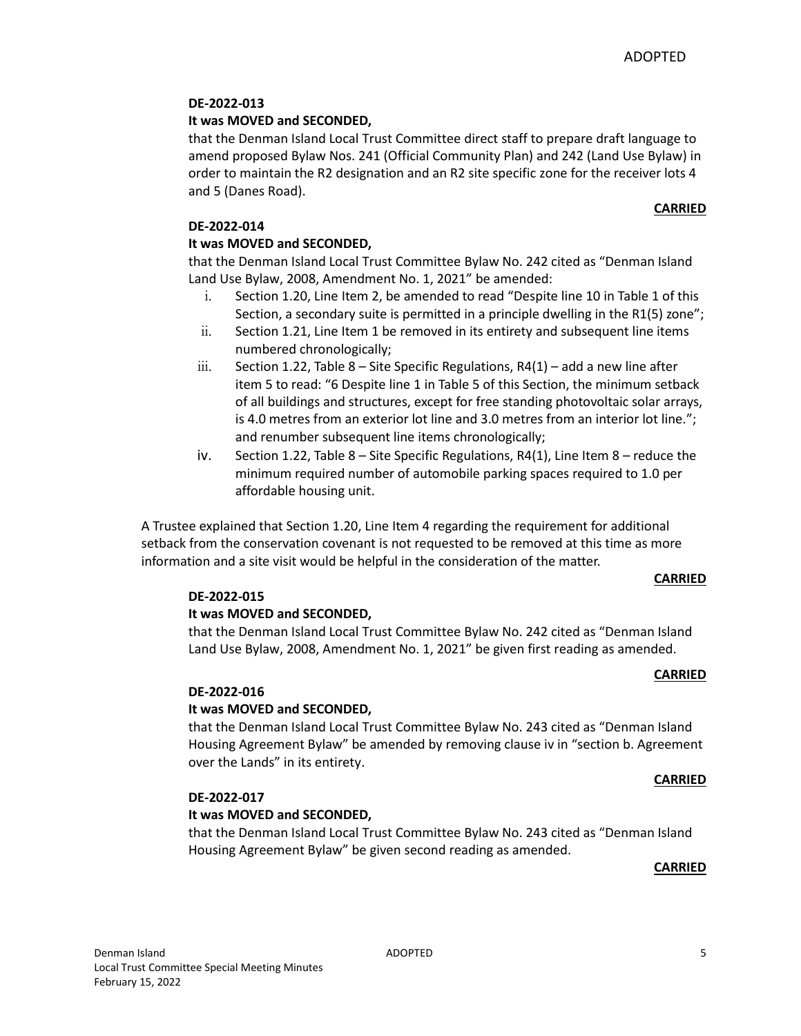**DE-2022-013**

**It was MOVED and SECONDED,**

that the Denman Island Local Trust Committee direct staff to prepare draft language to amend proposed Bylaw Nos. 241 (Official Community Plan) and 242 (Land Use Bylaw) in order to maintain the R2 designation and an R2 site specific zone for the receiver lots 4 and 5 (Danes Road).

**CARRIED**

**DE-2022-014**

**It was MOVED and SECONDED,**

that the Denman Island Local Trust Committee Bylaw No. 242 cited as "Denman Island Land Use Bylaw, 2008, Amendment No. 1, 2021" be amended:

i. Section 1.20, Line Item 2, be amended to read "Despite line 10 in Table 1 of this Section, a secondary suite is permitted in a principle dwelling in the R1(5) zone";
ii. Section 1.21, Line Item 1 be removed in its entirety and subsequent line items numbered chronologically;
iii. Section 1.22, Table 8 – Site Specific Regulations, R4(1) – add a new line after item 5 to read: "6 Despite line 1 in Table 5 of this Section, the minimum setback of all buildings and structures, except for free standing photovoltaic solar arrays, is 4.0 metres from an exterior lot line and 3.0 metres from an interior lot line."; and renumber subsequent line items chronologically;
iv. Section 1.22, Table 8 – Site Specific Regulations, R4(1), Line Item 8 – reduce the minimum required number of automobile parking spaces required to 1.0 per affordable housing unit.

A Trustee explained that Section 1.20, Line Item 4 regarding the requirement for additional setback from the conservation covenant is not requested to be removed at this time as more information and a site visit would be helpful in the consideration of the matter.

**CARRIED**

**DE-2022-015**

**It was MOVED and SECONDED,**

that the Denman Island Local Trust Committee Bylaw No. 242 cited as "Denman Island Land Use Bylaw, 2008, Amendment No. 1, 2021" be given first reading as amended.

**CARRIED**

**DE-2022-016**

**It was MOVED and SECONDED,**

that the Denman Island Local Trust Committee Bylaw No. 243 cited as "Denman Island Housing Agreement Bylaw" be amended by removing clause iv in "section b. Agreement over the Lands" in its entirety.

**CARRIED**

**DE-2022-017**

**It was MOVED and SECONDED,**

that the Denman Island Local Trust Committee Bylaw No. 243 cited as "Denman Island Housing Agreement Bylaw" be given second reading as amended.

**CARRIED**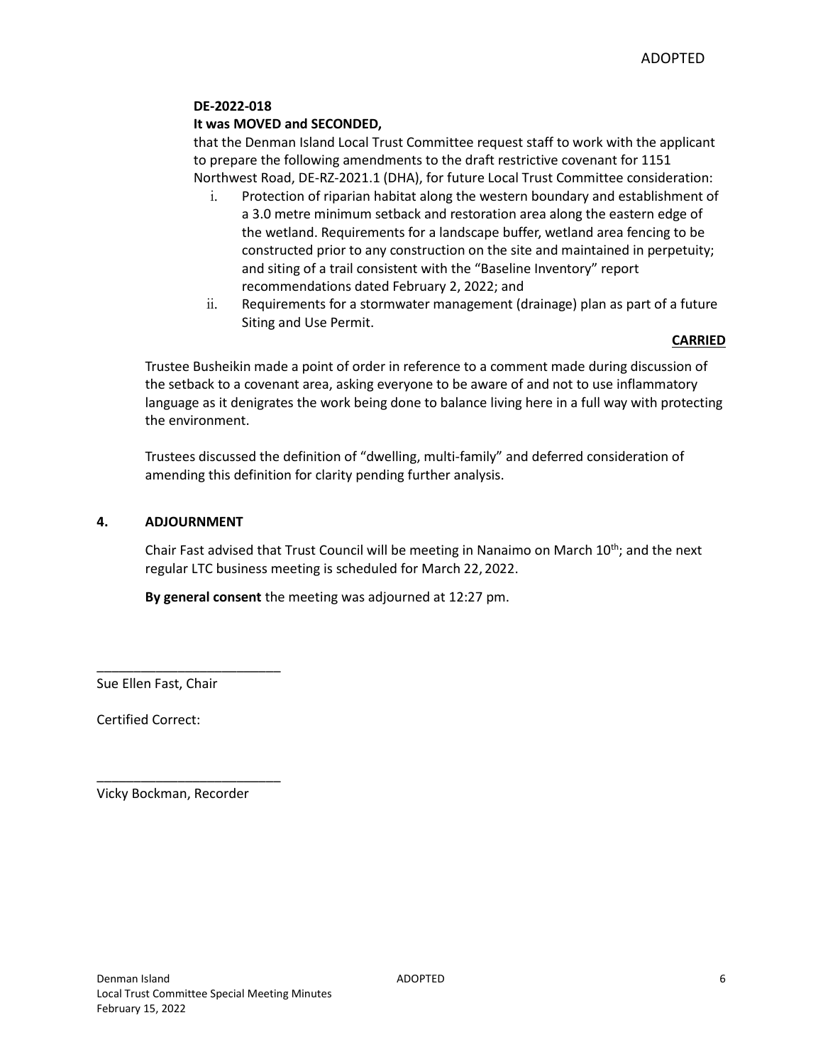**DE-2022-018**

**It was MOVED and SECONDED,**

that the Denman Island Local Trust Committee request staff to work with the applicant to prepare the following amendments to the draft restrictive covenant for 1151 Northwest Road, DE-RZ-2021.1 (DHA), for future Local Trust Committee consideration:

i. Protection of riparian habitat along the western boundary and establishment of a 3.0 metre minimum setback and restoration area along the eastern edge of the wetland. Requirements for a landscape buffer, wetland area fencing to be constructed prior to any construction on the site and maintained in perpetuity; and siting of a trail consistent with the "Baseline Inventory" report recommendations dated February 2, 2022; and

ii. Requirements for a stormwater management (drainage) plan as part of a future Siting and Use Permit.

**CARRIED**

Trustee Busheikin made a point of order in reference to a comment made during discussion of the setback to a covenant area, asking everyone to be aware of and not to use inflammatory language as it denigrates the work being done to balance living here in a full way with protecting the environment.

Trustees discussed the definition of "dwelling, multi-family" and deferred consideration of amending this definition for clarity pending further analysis.

## 4. ADJOURNMENT

Chair Fast advised that Trust Council will be meeting in Nanaimo on March 10th; and the next regular LTC business meeting is scheduled for March 22, 2022.

**By general consent** the meeting was adjourned at 12:27 pm.

_________________________

Sue Ellen Fast, Chair

Certified Correct:

_________________________

Vicky Bockman, Recorder